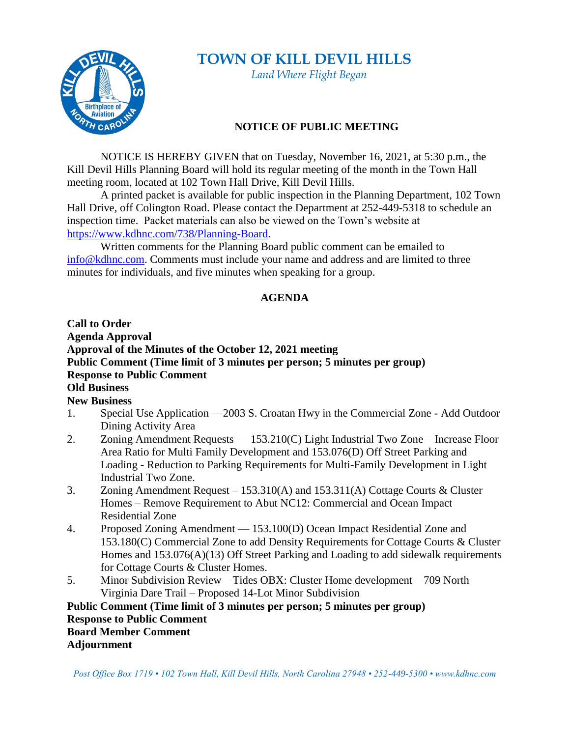# TOWN OF KILL DEVIL HILLS

*Land Where Flight Began*

## NOTICE OF PUBLIC MEETING

NOTICE IS HEREBY GIVEN that on Tuesday, November 16, 2021, at 5:30 p.m., the Kill Devil Hills Planning Board will hold its regular meeting of the month in the Town Hall meeting room, located at 102 Town Hall Drive, Kill Devil Hills.

A printed packet is available for public inspection in the Planning Department, 102 Town Hall Drive, off Colington Road. Please contact the Department at 252-449-5318 to schedule an inspection time. Packet materials can also be viewed on the Town's website at https://www.kdhnc.com/738/Planning-Board.

Written comments for the Planning Board public comment can be emailed to info@kdhnc.com. Comments must include your name and address and are limited to three minutes for individuals, and five minutes when speaking for a group.

## AGENDA

**Call to Order**
**Agenda Approval**
**Approval of the Minutes of the October 12, 2021 meeting**
**Public Comment (Time limit of 3 minutes per person; 5 minutes per group)**
**Response to Public Comment**
**Old Business**
**New Business**

1. Special Use Application —2003 S. Croatan Hwy in the Commercial Zone - Add Outdoor Dining Activity Area
2. Zoning Amendment Requests — 153.210(C) Light Industrial Two Zone – Increase Floor Area Ratio for Multi Family Development and 153.076(D) Off Street Parking and Loading - Reduction to Parking Requirements for Multi-Family Development in Light Industrial Two Zone.
3. Zoning Amendment Request – 153.310(A) and 153.311(A) Cottage Courts & Cluster Homes – Remove Requirement to Abut NC12: Commercial and Ocean Impact Residential Zone
4. Proposed Zoning Amendment — 153.100(D) Ocean Impact Residential Zone and 153.180(C) Commercial Zone to add Density Requirements for Cottage Courts & Cluster Homes and 153.076(A)(13) Off Street Parking and Loading to add sidewalk requirements for Cottage Courts & Cluster Homes.
5. Minor Subdivision Review – Tides OBX: Cluster Home development – 709 North Virginia Dare Trail – Proposed 14-Lot Minor Subdivision

**Public Comment (Time limit of 3 minutes per person; 5 minutes per group)**
**Response to Public Comment**
**Board Member Comment**
**Adjournment**

*Post Office Box 1719 • 102 Town Hall, Kill Devil Hills, North Carolina 27948 • 252-449-5300 • www.kdhnc.com*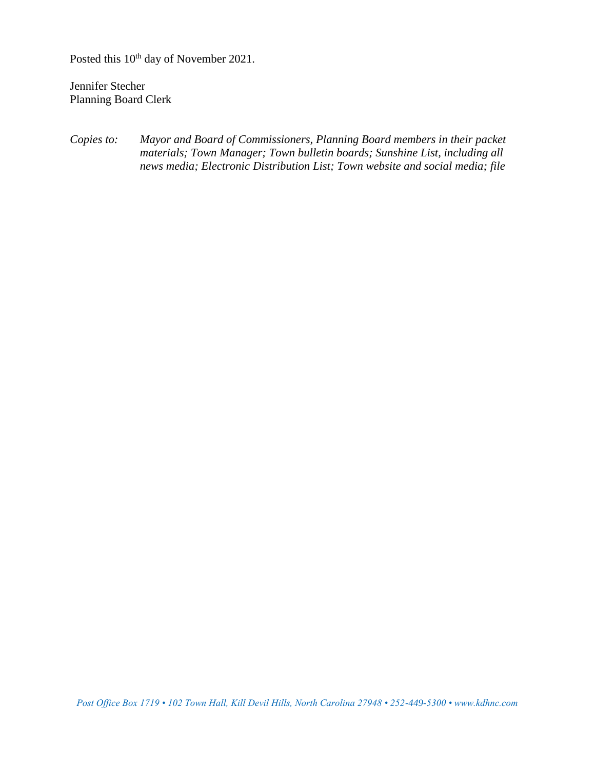Posted this 10th day of November 2021.

Jennifer Stecher
Planning Board Clerk

*Copies to:* *Mayor and Board of Commissioners, Planning Board members in their packet materials; Town Manager; Town bulletin boards; Sunshine List, including all news media; Electronic Distribution List; Town website and social media; file*

*Post Office Box 1719 • 102 Town Hall, Kill Devil Hills, North Carolina 27948 • 252-449-5300 • www.kdhnc.com*